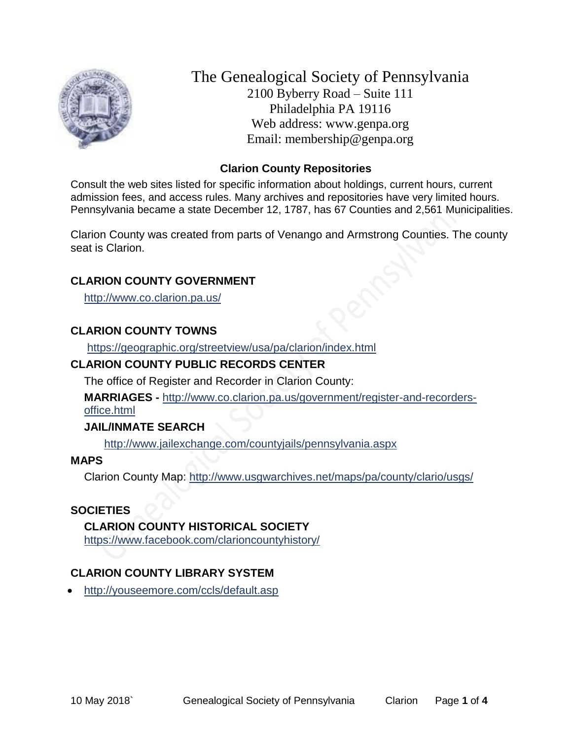# The Genealogical Society of Pennsylvania

2100 Byberry Road – Suite 111
Philadelphia PA 19116
Web address: www.genpa.org
Email: membership@genpa.org

## Clarion County Repositories

Consult the web sites listed for specific information about holdings, current hours, current admission fees, and access rules. Many archives and repositories have very limited hours. Pennsylvania became a state December 12, 1787, has 67 Counties and 2,561 Municipalities.

Clarion County was created from parts of Venango and Armstrong Counties. The county seat is Clarion.

### CLARION COUNTY GOVERNMENT

http://www.co.clarion.pa.us/

### CLARION COUNTY TOWNS

https://geographic.org/streetview/usa/pa/clarion/index.html

### CLARION COUNTY PUBLIC RECORDS CENTER

The office of Register and Recorder in Clarion County:

**MARRIAGES -** http://www.co.clarion.pa.us/government/register-and-recorders-office.html

**JAIL/INMATE SEARCH**

http://www.jailexchange.com/countyjails/pennsylvania.aspx

### MAPS

Clarion County Map: http://www.usgwarchives.net/maps/pa/county/clario/usgs/

### SOCIETIES

**CLARION COUNTY HISTORICAL SOCIETY**

https://www.facebook.com/clarioncountyhistory/

### CLARION COUNTY LIBRARY SYSTEM

- http://youseemore.com/ccls/default.asp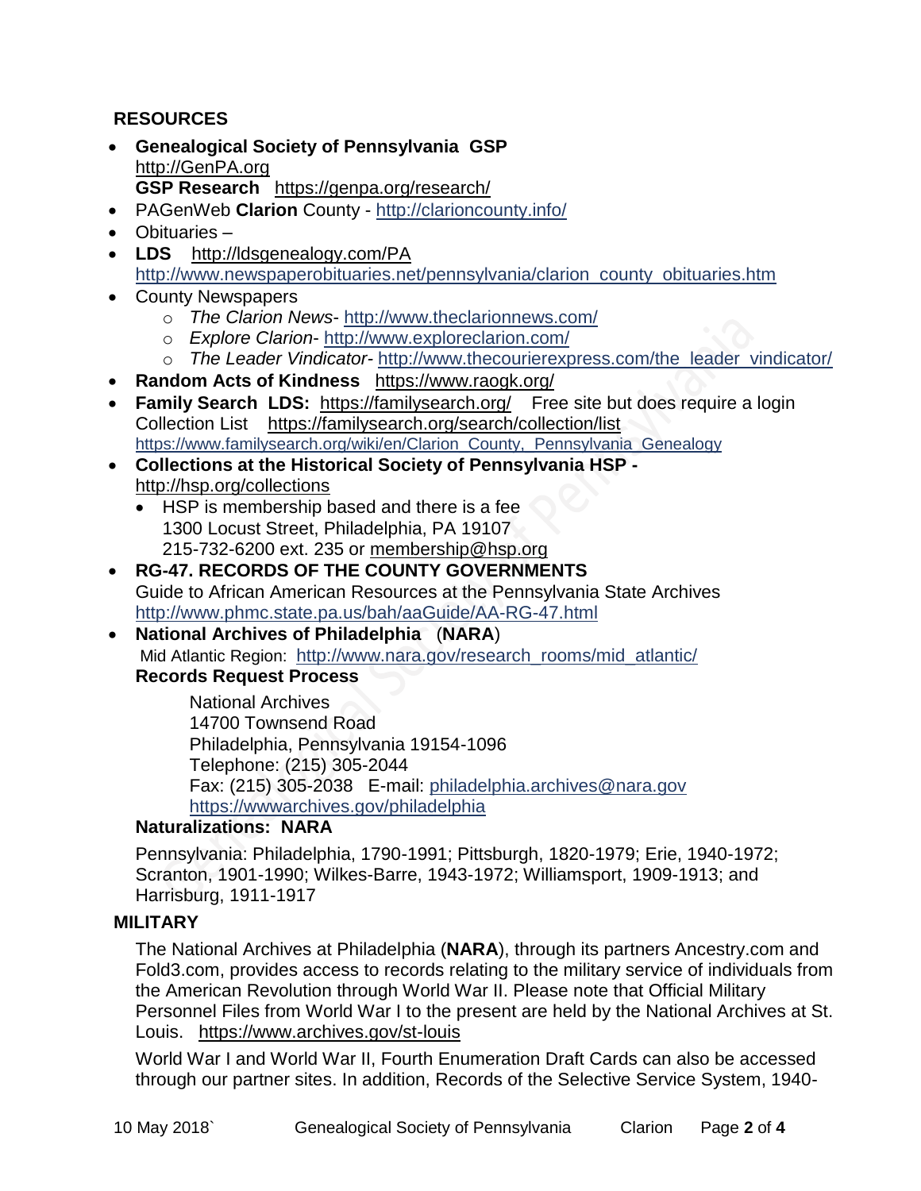## RESOURCES

- **Genealogical Society of Pennsylvania GSP** http://GenPA.org
  **GSP Research** https://genpa.org/research/
- PAGenWeb **Clarion** County - http://clarioncounty.info/
- Obituaries –
- **LDS** http://ldsgenealogy.com/PA
  http://www.newspaperobituaries.net/pennsylvania/clarion_county_obituaries.htm
- County Newspapers
  - *The Clarion News*- http://www.theclarionnews.com/
  - *Explore Clarion*- http://www.exploreclarion.com/
  - *The Leader Vindicator*- http://www.thecourierexpress.com/the_leader_vindicator/
- **Random Acts of Kindness** https://www.raogk.org/
- **Family Search LDS:** https://familysearch.org/ Free site but does require a login
  Collection List https://familysearch.org/search/collection/list
  https://www.familysearch.org/wiki/en/Clarion_County,_Pennsylvania_Genealogy
- **Collections at the Historical Society of Pennsylvania HSP -** http://hsp.org/collections
  - HSP is membership based and there is a fee
    1300 Locust Street, Philadelphia, PA 19107
    215-732-6200 ext. 235 or membership@hsp.org
- **RG-47. RECORDS OF THE COUNTY GOVERNMENTS**
  Guide to African American Resources at the Pennsylvania State Archives
  http://www.phmc.state.pa.us/bah/aaGuide/AA-RG-47.html
- **National Archives of Philadelphia** (**NARA**)
  Mid Atlantic Region: http://www.nara.gov/research_rooms/mid_atlantic/
  **Records Request Process**

  National Archives
  14700 Townsend Road
  Philadelphia, Pennsylvania 19154-1096
  Telephone: (215) 305-2044
  Fax: (215) 305-2038 E-mail: philadelphia.archives@nara.gov
  https://wwwarchives.gov/philadelphia

  **Naturalizations: NARA**

  Pennsylvania: Philadelphia, 1790-1991; Pittsburgh, 1820-1979; Erie, 1940-1972; Scranton, 1901-1990; Wilkes-Barre, 1943-1972; Williamsport, 1909-1913; and Harrisburg, 1911-1917

## MILITARY

The National Archives at Philadelphia (**NARA**), through its partners Ancestry.com and Fold3.com, provides access to records relating to the military service of individuals from the American Revolution through World War II. Please note that Official Military Personnel Files from World War I to the present are held by the National Archives at St. Louis. https://www.archives.gov/st-louis

World War I and World War II, Fourth Enumeration Draft Cards can also be accessed through our partner sites. In addition, Records of the Selective Service System, 1940-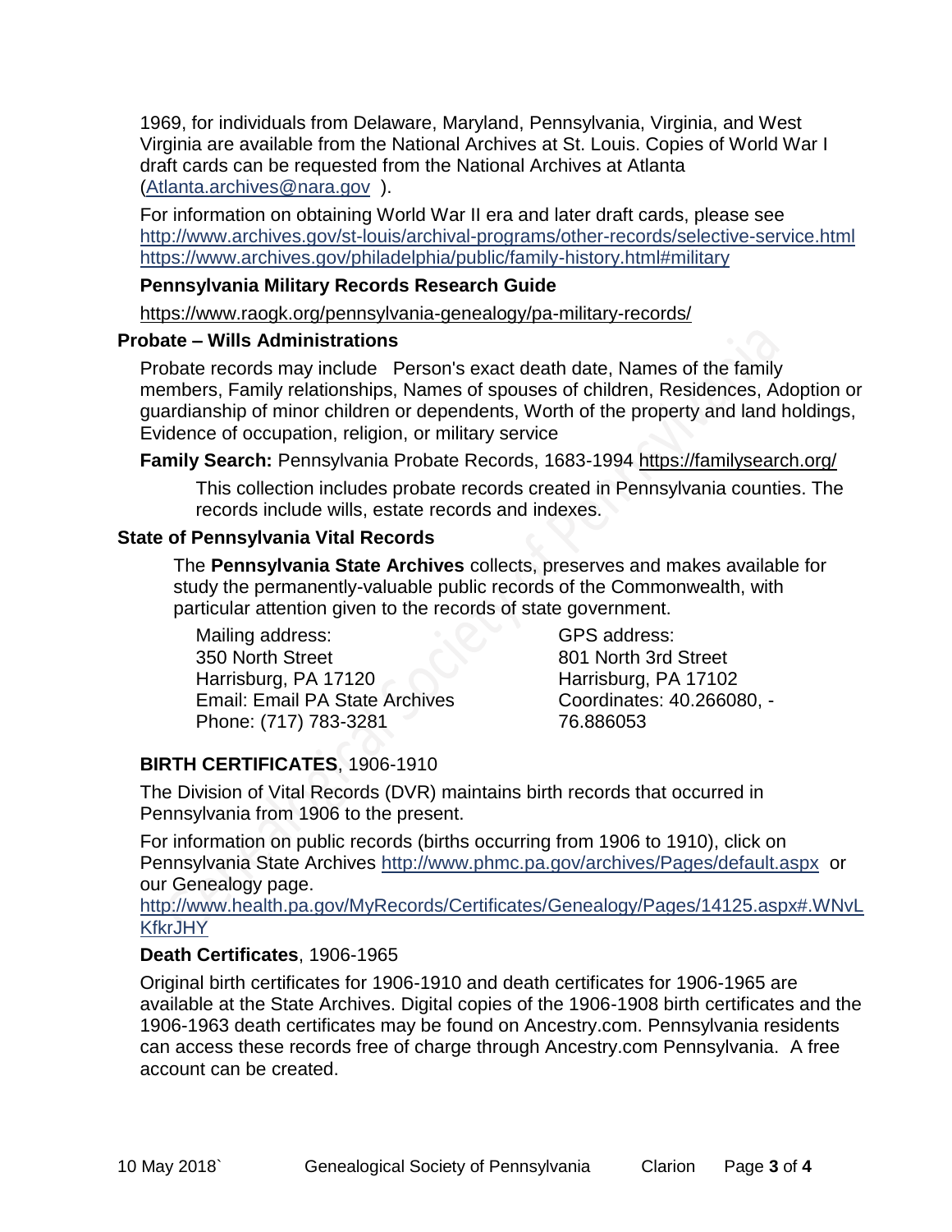1969, for individuals from Delaware, Maryland, Pennsylvania, Virginia, and West Virginia are available from the National Archives at St. Louis. Copies of World War I draft cards can be requested from the National Archives at Atlanta (Atlanta.archives@nara.gov ).

For information on obtaining World War II era and later draft cards, please see http://www.archives.gov/st-louis/archival-programs/other-records/selective-service.html https://www.archives.gov/philadelphia/public/family-history.html#military

**Pennsylvania Military Records Research Guide**

https://www.raogk.org/pennsylvania-genealogy/pa-military-records/

## Probate – Wills Administrations

Probate records may include Person's exact death date, Names of the family members, Family relationships, Names of spouses of children, Residences, Adoption or guardianship of minor children or dependents, Worth of the property and land holdings, Evidence of occupation, religion, or military service

**Family Search:** Pennsylvania Probate Records, 1683-1994 https://familysearch.org/

This collection includes probate records created in Pennsylvania counties. The records include wills, estate records and indexes.

## State of Pennsylvania Vital Records

The **Pennsylvania State Archives** collects, preserves and makes available for study the permanently-valuable public records of the Commonwealth, with particular attention given to the records of state government.

Mailing address:
350 North Street
Harrisburg, PA 17120
Email: Email PA State Archives
Phone: (717) 783-3281

GPS address:
801 North 3rd Street
Harrisburg, PA 17102
Coordinates: 40.266080, -76.886053

**BIRTH CERTIFICATES**, 1906-1910

The Division of Vital Records (DVR) maintains birth records that occurred in Pennsylvania from 1906 to the present.

For information on public records (births occurring from 1906 to 1910), click on Pennsylvania State Archives http://www.phmc.pa.gov/archives/Pages/default.aspx or our Genealogy page.
http://www.health.pa.gov/MyRecords/Certificates/Genealogy/Pages/14125.aspx#.WNvLKfkrJHY

**Death Certificates**, 1906-1965

Original birth certificates for 1906-1910 and death certificates for 1906-1965 are available at the State Archives. Digital copies of the 1906-1908 birth certificates and the 1906-1963 death certificates may be found on Ancestry.com. Pennsylvania residents can access these records free of charge through Ancestry.com Pennsylvania. A free account can be created.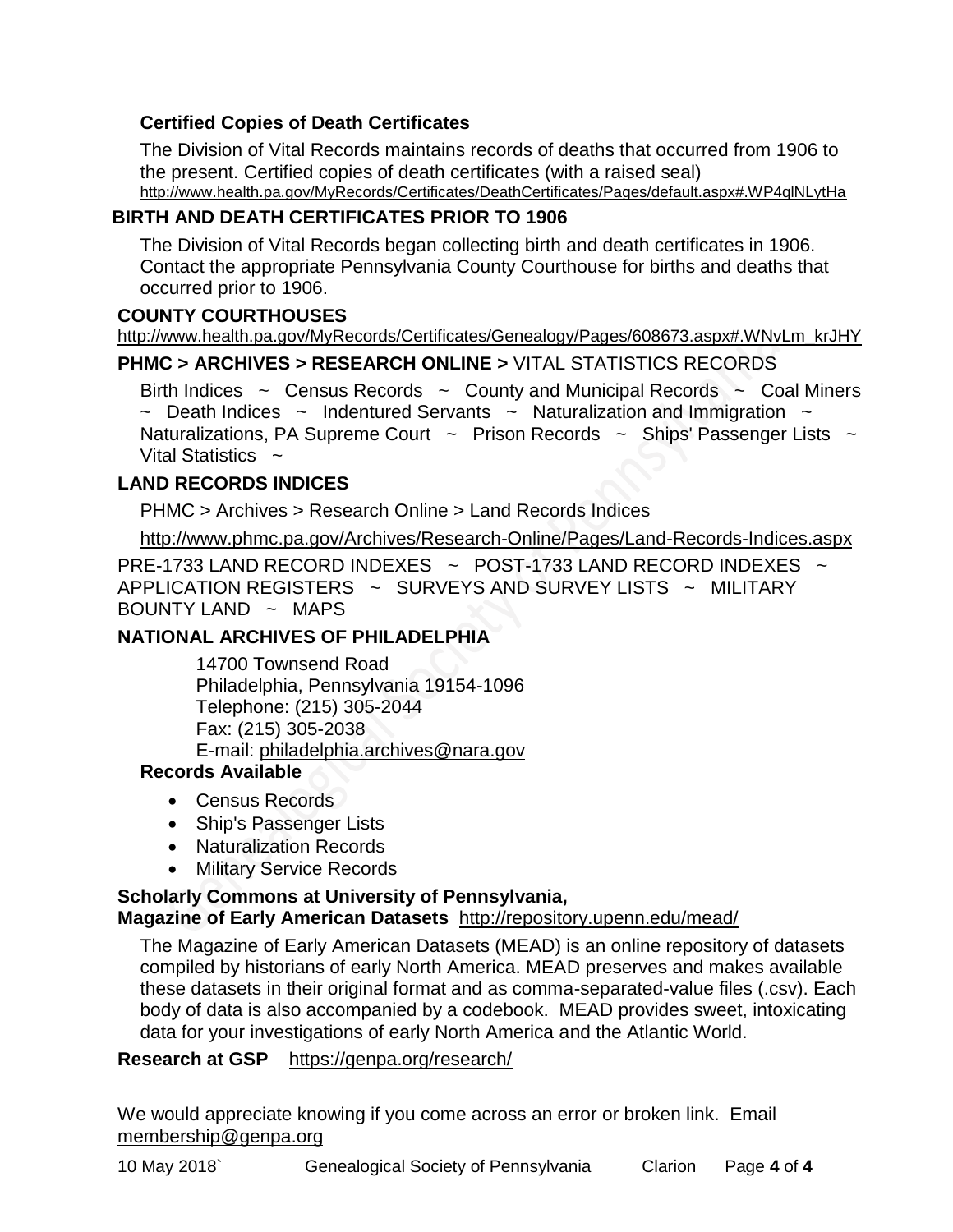**Certified Copies of Death Certificates**

The Division of Vital Records maintains records of deaths that occurred from 1906 to the present. Certified copies of death certificates (with a raised seal) http://www.health.pa.gov/MyRecords/Certificates/DeathCertificates/Pages/default.aspx#.WP4qlNLytHa

## BIRTH AND DEATH CERTIFICATES PRIOR TO 1906

The Division of Vital Records began collecting birth and death certificates in 1906. Contact the appropriate Pennsylvania County Courthouse for births and deaths that occurred prior to 1906.

## COUNTY COURTHOUSES

http://www.health.pa.gov/MyRecords/Certificates/Genealogy/Pages/608673.aspx#.WNvLm_krJHY

## PHMC > ARCHIVES > RESEARCH ONLINE > VITAL STATISTICS RECORDS

Birth Indices ~ Census Records ~ County and Municipal Records ~ Coal Miners ~ Death Indices ~ Indentured Servants ~ Naturalization and Immigration ~ Naturalizations, PA Supreme Court ~ Prison Records ~ Ships' Passenger Lists ~ Vital Statistics ~

## LAND RECORDS INDICES

PHMC > Archives > Research Online > Land Records Indices

http://www.phmc.pa.gov/Archives/Research-Online/Pages/Land-Records-Indices.aspx

PRE-1733 LAND RECORD INDEXES ~ POST-1733 LAND RECORD INDEXES ~ APPLICATION REGISTERS ~ SURVEYS AND SURVEY LISTS ~ MILITARY BOUNTY LAND ~ MAPS

## NATIONAL ARCHIVES OF PHILADELPHIA

14700 Townsend Road
Philadelphia, Pennsylvania 19154-1096
Telephone: (215) 305-2044
Fax: (215) 305-2038
E-mail: philadelphia.archives@nara.gov

**Records Available**

- Census Records
- Ship's Passenger Lists
- Naturalization Records
- Military Service Records

**Scholarly Commons at University of Pennsylvania,**
**Magazine of Early American Datasets** http://repository.upenn.edu/mead/

The Magazine of Early American Datasets (MEAD) is an online repository of datasets compiled by historians of early North America. MEAD preserves and makes available these datasets in their original format and as comma-separated-value files (.csv). Each body of data is also accompanied by a codebook. MEAD provides sweet, intoxicating data for your investigations of early North America and the Atlantic World.

**Research at GSP** https://genpa.org/research/

We would appreciate knowing if you come across an error or broken link. Email membership@genpa.org